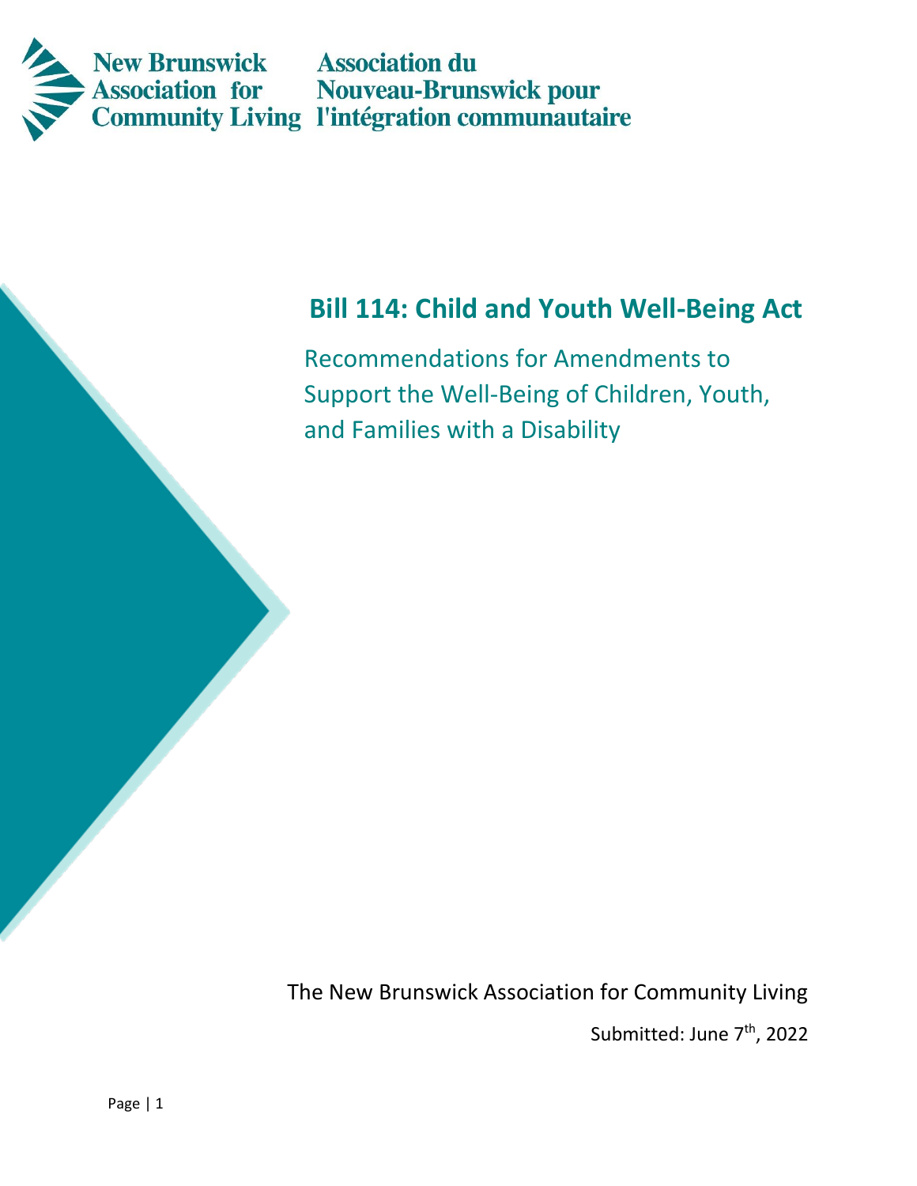New Brunswick Association for Community Living
Association du Nouveau-Brunswick pour l'intégration communautaire

# Bill 114: Child and Youth Well-Being Act

Recommendations for Amendments to Support the Well-Being of Children, Youth, and Families with a Disability

The New Brunswick Association for Community Living

Submitted: June 7th, 2022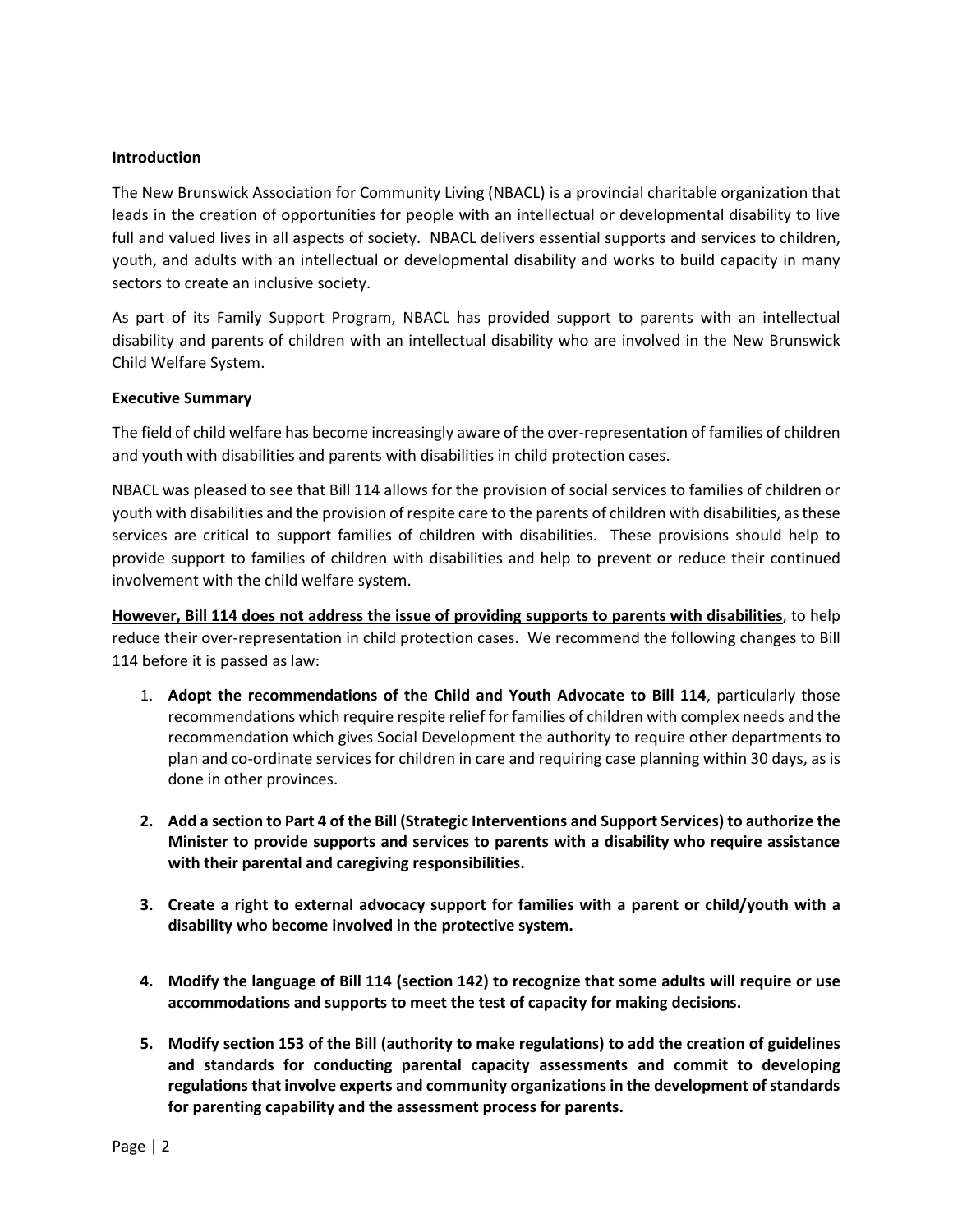**Introduction**

The New Brunswick Association for Community Living (NBACL) is a provincial charitable organization that leads in the creation of opportunities for people with an intellectual or developmental disability to live full and valued lives in all aspects of society. NBACL delivers essential supports and services to children, youth, and adults with an intellectual or developmental disability and works to build capacity in many sectors to create an inclusive society.

As part of its Family Support Program, NBACL has provided support to parents with an intellectual disability and parents of children with an intellectual disability who are involved in the New Brunswick Child Welfare System.

**Executive Summary**

The field of child welfare has become increasingly aware of the over-representation of families of children and youth with disabilities and parents with disabilities in child protection cases.

NBACL was pleased to see that Bill 114 allows for the provision of social services to families of children or youth with disabilities and the provision of respite care to the parents of children with disabilities, as these services are critical to support families of children with disabilities. These provisions should help to provide support to families of children with disabilities and help to prevent or reduce their continued involvement with the child welfare system.

<u>**However, Bill 114 does not address the issue of providing supports to parents with disabilities**</u>, to help reduce their over-representation in child protection cases. We recommend the following changes to Bill 114 before it is passed as law:

1. **Adopt the recommendations of the Child and Youth Advocate to Bill 114**, particularly those recommendations which require respite relief for families of children with complex needs and the recommendation which gives Social Development the authority to require other departments to plan and co-ordinate services for children in care and requiring case planning within 30 days, as is done in other provinces.
2. **Add a section to Part 4 of the Bill (Strategic Interventions and Support Services) to authorize the Minister to provide supports and services to parents with a disability who require assistance with their parental and caregiving responsibilities.**
3. **Create a right to external advocacy support for families with a parent or child/youth with a disability who become involved in the protective system.**
4. **Modify the language of Bill 114 (section 142) to recognize that some adults will require or use accommodations and supports to meet the test of capacity for making decisions.**
5. **Modify section 153 of the Bill (authority to make regulations) to add the creation of guidelines and standards for conducting parental capacity assessments and commit to developing regulations that involve experts and community organizations in the development of standards for parenting capability and the assessment process for parents.**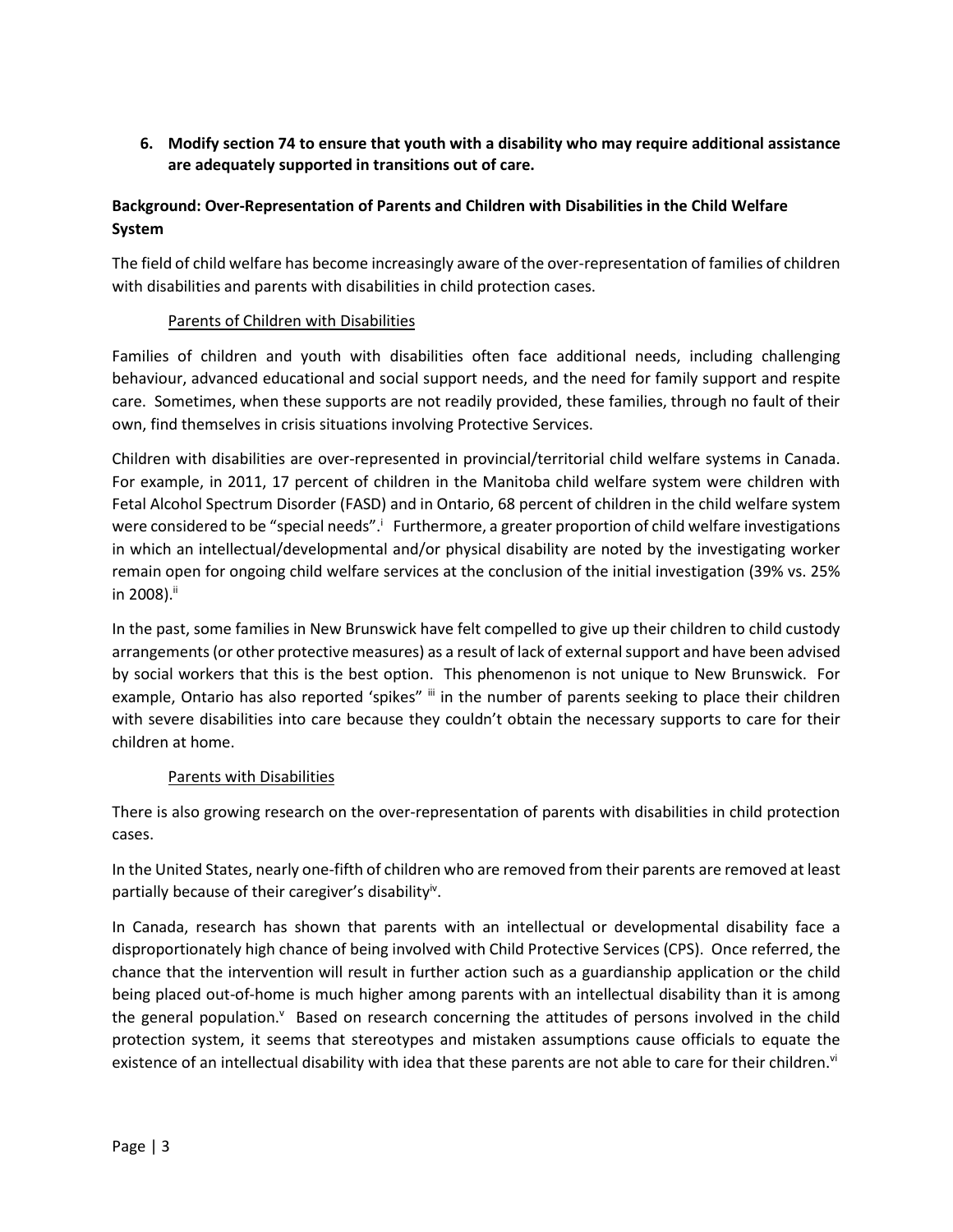6. **Modify section 74 to ensure that youth with a disability who may require additional assistance are adequately supported in transitions out of care.**

## Background: Over-Representation of Parents and Children with Disabilities in the Child Welfare System

The field of child welfare has become increasingly aware of the over-representation of families of children with disabilities and parents with disabilities in child protection cases.

### Parents of Children with Disabilities

Families of children and youth with disabilities often face additional needs, including challenging behaviour, advanced educational and social support needs, and the need for family support and respite care. Sometimes, when these supports are not readily provided, these families, through no fault of their own, find themselves in crisis situations involving Protective Services.

Children with disabilities are over-represented in provincial/territorial child welfare systems in Canada. For example, in 2011, 17 percent of children in the Manitoba child welfare system were children with Fetal Alcohol Spectrum Disorder (FASD) and in Ontario, 68 percent of children in the child welfare system were considered to be "special needs".[i] Furthermore, a greater proportion of child welfare investigations in which an intellectual/developmental and/or physical disability are noted by the investigating worker remain open for ongoing child welfare services at the conclusion of the initial investigation (39% vs. 25% in 2008).[ii]

In the past, some families in New Brunswick have felt compelled to give up their children to child custody arrangements (or other protective measures) as a result of lack of external support and have been advised by social workers that this is the best option. This phenomenon is not unique to New Brunswick. For example, Ontario has also reported 'spikes" [iii] in the number of parents seeking to place their children with severe disabilities into care because they couldn't obtain the necessary supports to care for their children at home.

### Parents with Disabilities

There is also growing research on the over-representation of parents with disabilities in child protection cases.

In the United States, nearly one-fifth of children who are removed from their parents are removed at least partially because of their caregiver's disability[iv].

In Canada, research has shown that parents with an intellectual or developmental disability face a disproportionately high chance of being involved with Child Protective Services (CPS). Once referred, the chance that the intervention will result in further action such as a guardianship application or the child being placed out-of-home is much higher among parents with an intellectual disability than it is among the general population.[v] Based on research concerning the attitudes of persons involved in the child protection system, it seems that stereotypes and mistaken assumptions cause officials to equate the existence of an intellectual disability with idea that these parents are not able to care for their children.[vi]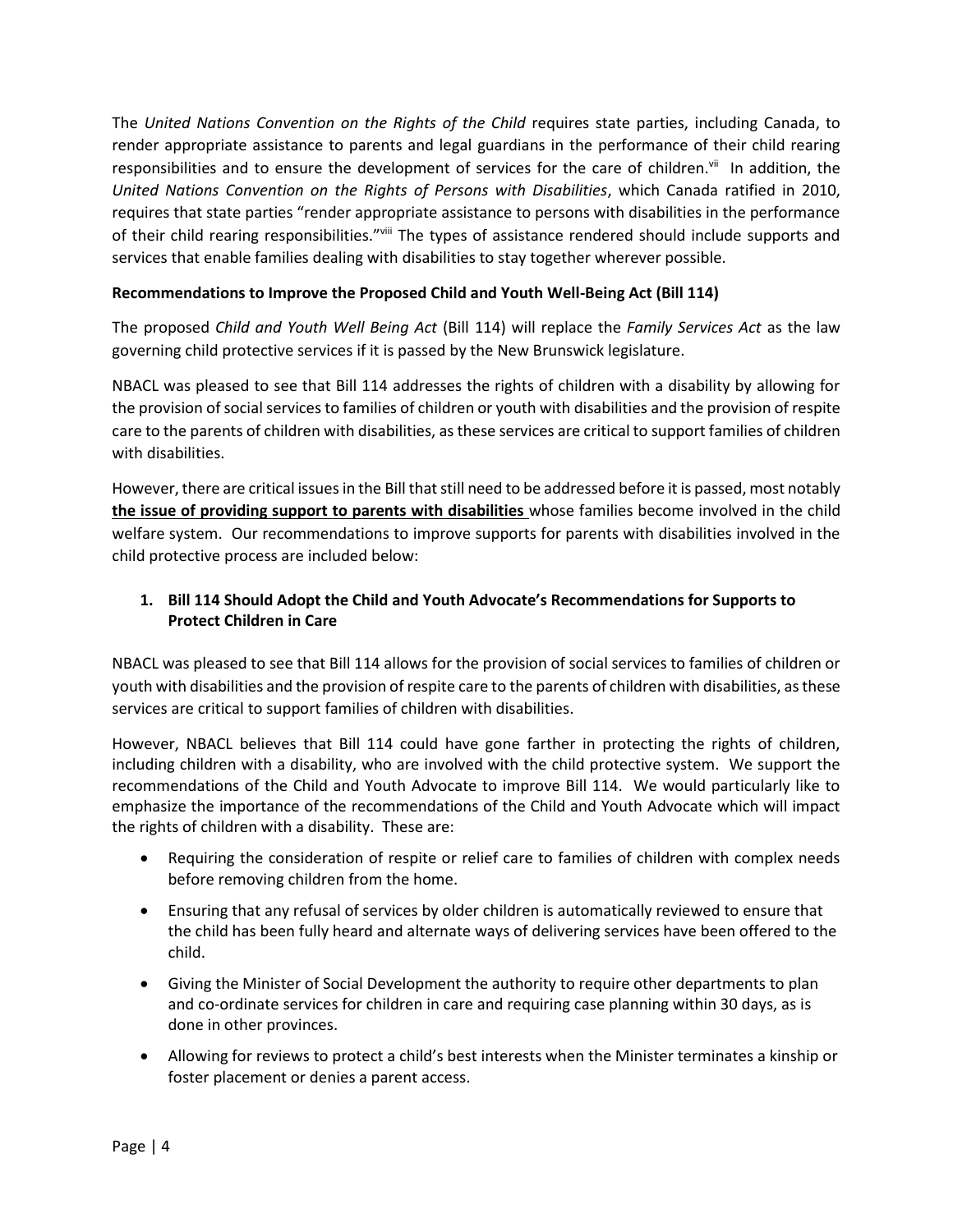The *United Nations Convention on the Rights of the Child* requires state parties, including Canada, to render appropriate assistance to parents and legal guardians in the performance of their child rearing responsibilities and to ensure the development of services for the care of children.[vii] In addition, the *United Nations Convention on the Rights of Persons with Disabilities*, which Canada ratified in 2010, requires that state parties "render appropriate assistance to persons with disabilities in the performance of their child rearing responsibilities."[viii] The types of assistance rendered should include supports and services that enable families dealing with disabilities to stay together wherever possible.

**Recommendations to Improve the Proposed Child and Youth Well-Being Act (Bill 114)**

The proposed *Child and Youth Well Being Act* (Bill 114) will replace the *Family Services Act* as the law governing child protective services if it is passed by the New Brunswick legislature.

NBACL was pleased to see that Bill 114 addresses the rights of children with a disability by allowing for the provision of social services to families of children or youth with disabilities and the provision of respite care to the parents of children with disabilities, as these services are critical to support families of children with disabilities.

However, there are critical issues in the Bill that still need to be addressed before it is passed, most notably **<u>the issue of providing support to parents with disabilities</u>** whose families become involved in the child welfare system. Our recommendations to improve supports for parents with disabilities involved in the child protective process are included below:

1. **Bill 114 Should Adopt the Child and Youth Advocate's Recommendations for Supports to Protect Children in Care**

NBACL was pleased to see that Bill 114 allows for the provision of social services to families of children or youth with disabilities and the provision of respite care to the parents of children with disabilities, as these services are critical to support families of children with disabilities.

However, NBACL believes that Bill 114 could have gone farther in protecting the rights of children, including children with a disability, who are involved with the child protective system. We support the recommendations of the Child and Youth Advocate to improve Bill 114. We would particularly like to emphasize the importance of the recommendations of the Child and Youth Advocate which will impact the rights of children with a disability. These are:

- Requiring the consideration of respite or relief care to families of children with complex needs before removing children from the home.
- Ensuring that any refusal of services by older children is automatically reviewed to ensure that the child has been fully heard and alternate ways of delivering services have been offered to the child.
- Giving the Minister of Social Development the authority to require other departments to plan and co-ordinate services for children in care and requiring case planning within 30 days, as is done in other provinces.
- Allowing for reviews to protect a child's best interests when the Minister terminates a kinship or foster placement or denies a parent access.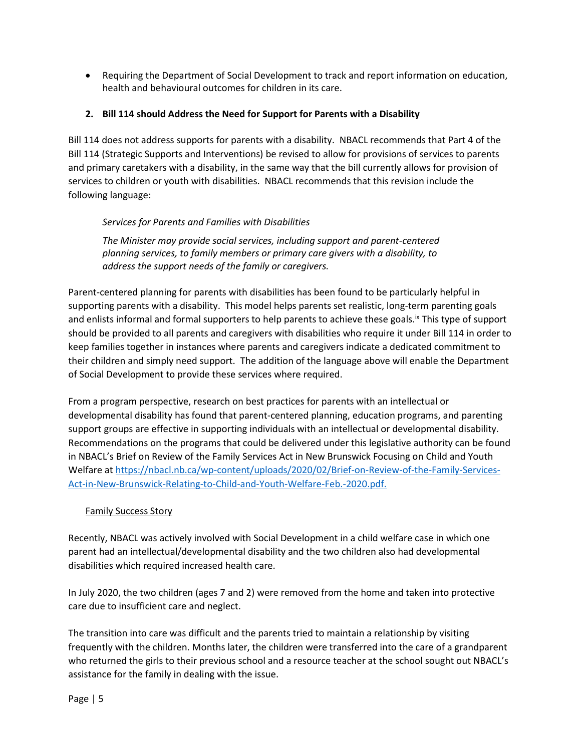- Requiring the Department of Social Development to track and report information on education, health and behavioural outcomes for children in its care.

**2. Bill 114 should Address the Need for Support for Parents with a Disability**

Bill 114 does not address supports for parents with a disability. NBACL recommends that Part 4 of the Bill 114 (Strategic Supports and Interventions) be revised to allow for provisions of services to parents and primary caretakers with a disability, in the same way that the bill currently allows for provision of services to children or youth with disabilities. NBACL recommends that this revision include the following language:

> *Services for Parents and Families with Disabilities*
>
> *The Minister may provide social services, including support and parent-centered planning services, to family members or primary care givers with a disability, to address the support needs of the family or caregivers.*

Parent-centered planning for parents with disabilities has been found to be particularly helpful in supporting parents with a disability. This model helps parents set realistic, long-term parenting goals and enlists informal and formal supporters to help parents to achieve these goals.[ix] This type of support should be provided to all parents and caregivers with disabilities who require it under Bill 114 in order to keep families together in instances where parents and caregivers indicate a dedicated commitment to their children and simply need support. The addition of the language above will enable the Department of Social Development to provide these services where required.

From a program perspective, research on best practices for parents with an intellectual or developmental disability has found that parent-centered planning, education programs, and parenting support groups are effective in supporting individuals with an intellectual or developmental disability. Recommendations on the programs that could be delivered under this legislative authority can be found in NBACL's Brief on Review of the Family Services Act in New Brunswick Focusing on Child and Youth Welfare at https://nbacl.nb.ca/wp-content/uploads/2020/02/Brief-on-Review-of-the-Family-Services-Act-in-New-Brunswick-Relating-to-Child-and-Youth-Welfare-Feb.-2020.pdf.

Family Success Story

Recently, NBACL was actively involved with Social Development in a child welfare case in which one parent had an intellectual/developmental disability and the two children also had developmental disabilities which required increased health care.

In July 2020, the two children (ages 7 and 2) were removed from the home and taken into protective care due to insufficient care and neglect.

The transition into care was difficult and the parents tried to maintain a relationship by visiting frequently with the children. Months later, the children were transferred into the care of a grandparent who returned the girls to their previous school and a resource teacher at the school sought out NBACL's assistance for the family in dealing with the issue.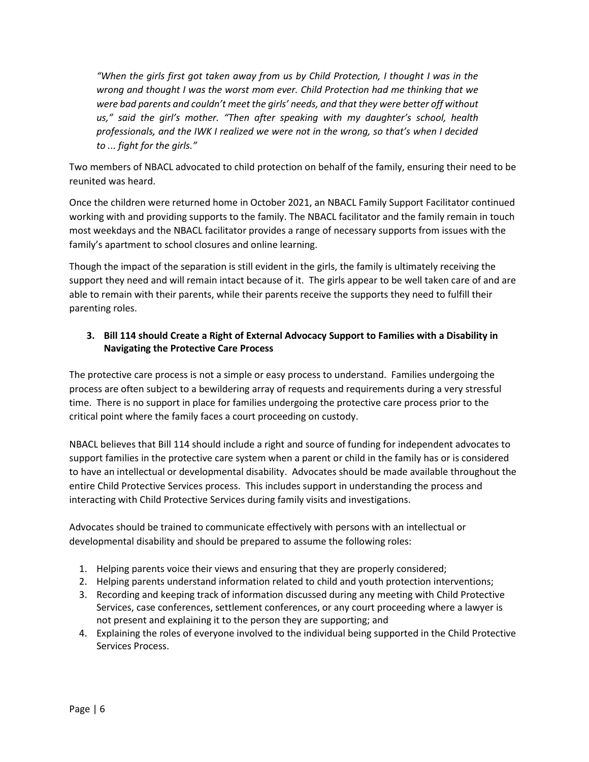*"When the girls first got taken away from us by Child Protection, I thought I was in the wrong and thought I was the worst mom ever. Child Protection had me thinking that we were bad parents and couldn't meet the girls' needs, and that they were better off without us," said the girl's mother. "Then after speaking with my daughter's school, health professionals, and the IWK I realized we were not in the wrong, so that's when I decided to ... fight for the girls."*

Two members of NBACL advocated to child protection on behalf of the family, ensuring their need to be reunited was heard.

Once the children were returned home in October 2021, an NBACL Family Support Facilitator continued working with and providing supports to the family. The NBACL facilitator and the family remain in touch most weekdays and the NBACL facilitator provides a range of necessary supports from issues with the family's apartment to school closures and online learning.

Though the impact of the separation is still evident in the girls, the family is ultimately receiving the support they need and will remain intact because of it. The girls appear to be well taken care of and are able to remain with their parents, while their parents receive the supports they need to fulfill their parenting roles.

### 3. Bill 114 should Create a Right of External Advocacy Support to Families with a Disability in Navigating the Protective Care Process

The protective care process is not a simple or easy process to understand. Families undergoing the process are often subject to a bewildering array of requests and requirements during a very stressful time. There is no support in place for families undergoing the protective care process prior to the critical point where the family faces a court proceeding on custody.

NBACL believes that Bill 114 should include a right and source of funding for independent advocates to support families in the protective care system when a parent or child in the family has or is considered to have an intellectual or developmental disability. Advocates should be made available throughout the entire Child Protective Services process. This includes support in understanding the process and interacting with Child Protective Services during family visits and investigations.

Advocates should be trained to communicate effectively with persons with an intellectual or developmental disability and should be prepared to assume the following roles:

1. Helping parents voice their views and ensuring that they are properly considered;
2. Helping parents understand information related to child and youth protection interventions;
3. Recording and keeping track of information discussed during any meeting with Child Protective Services, case conferences, settlement conferences, or any court proceeding where a lawyer is not present and explaining it to the person they are supporting; and
4. Explaining the roles of everyone involved to the individual being supported in the Child Protective Services Process.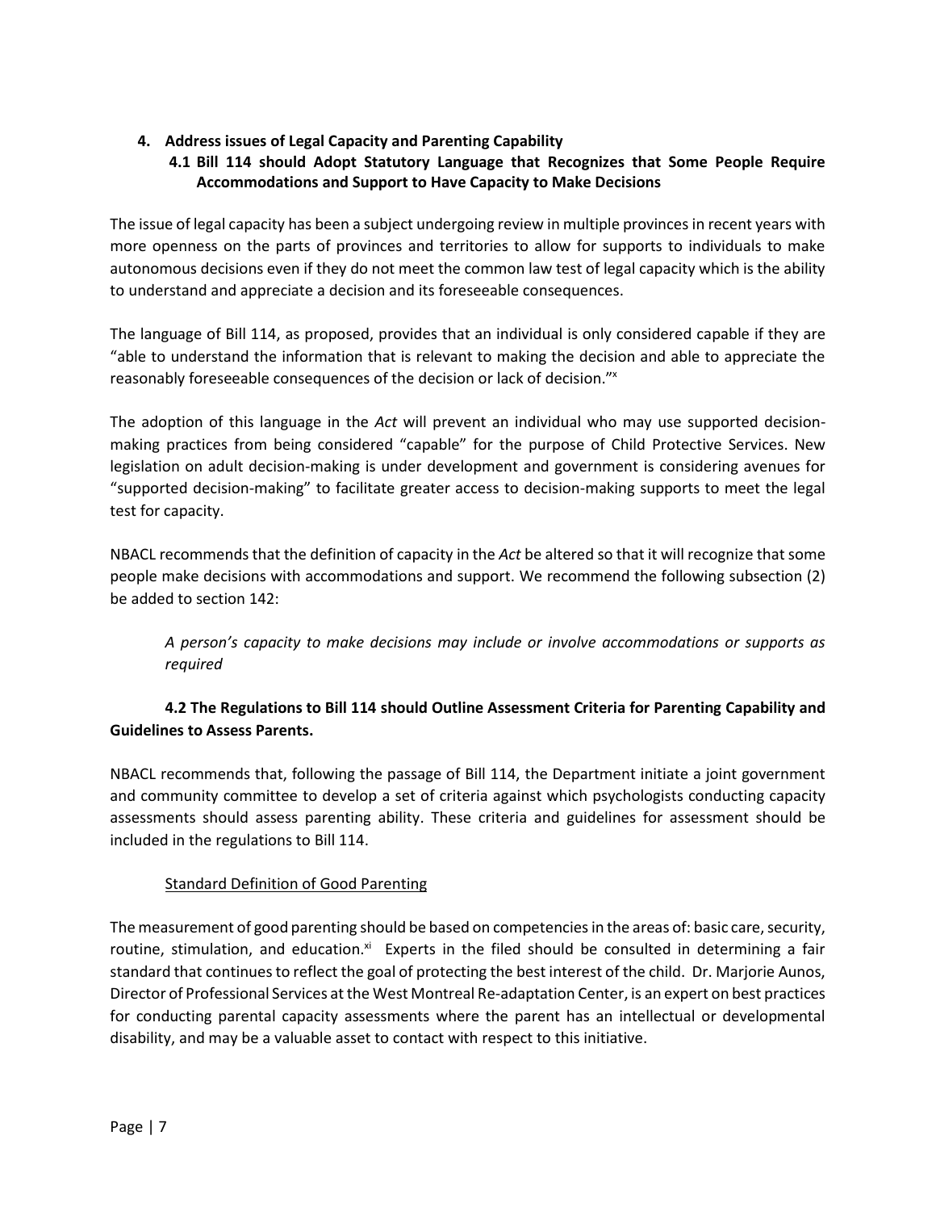## 4. Address issues of Legal Capacity and Parenting Capability

### 4.1 Bill 114 should Adopt Statutory Language that Recognizes that Some People Require Accommodations and Support to Have Capacity to Make Decisions

The issue of legal capacity has been a subject undergoing review in multiple provinces in recent years with more openness on the parts of provinces and territories to allow for supports to individuals to make autonomous decisions even if they do not meet the common law test of legal capacity which is the ability to understand and appreciate a decision and its foreseeable consequences.

The language of Bill 114, as proposed, provides that an individual is only considered capable if they are "able to understand the information that is relevant to making the decision and able to appreciate the reasonably foreseeable consequences of the decision or lack of decision."[x]

The adoption of this language in the *Act* will prevent an individual who may use supported decision-making practices from being considered "capable" for the purpose of Child Protective Services. New legislation on adult decision-making is under development and government is considering avenues for "supported decision-making" to facilitate greater access to decision-making supports to meet the legal test for capacity.

NBACL recommends that the definition of capacity in the *Act* be altered so that it will recognize that some people make decisions with accommodations and support. We recommend the following subsection (2) be added to section 142:

> *A person's capacity to make decisions may include or involve accommodations or supports as required*

### 4.2 The Regulations to Bill 114 should Outline Assessment Criteria for Parenting Capability and Guidelines to Assess Parents.

NBACL recommends that, following the passage of Bill 114, the Department initiate a joint government and community committee to develop a set of criteria against which psychologists conducting capacity assessments should assess parenting ability. These criteria and guidelines for assessment should be included in the regulations to Bill 114.

<u>Standard Definition of Good Parenting</u>

The measurement of good parenting should be based on competencies in the areas of: basic care, security, routine, stimulation, and education.[xi] Experts in the filed should be consulted in determining a fair standard that continues to reflect the goal of protecting the best interest of the child. Dr. Marjorie Aunos, Director of Professional Services at the West Montreal Re-adaptation Center, is an expert on best practices for conducting parental capacity assessments where the parent has an intellectual or developmental disability, and may be a valuable asset to contact with respect to this initiative.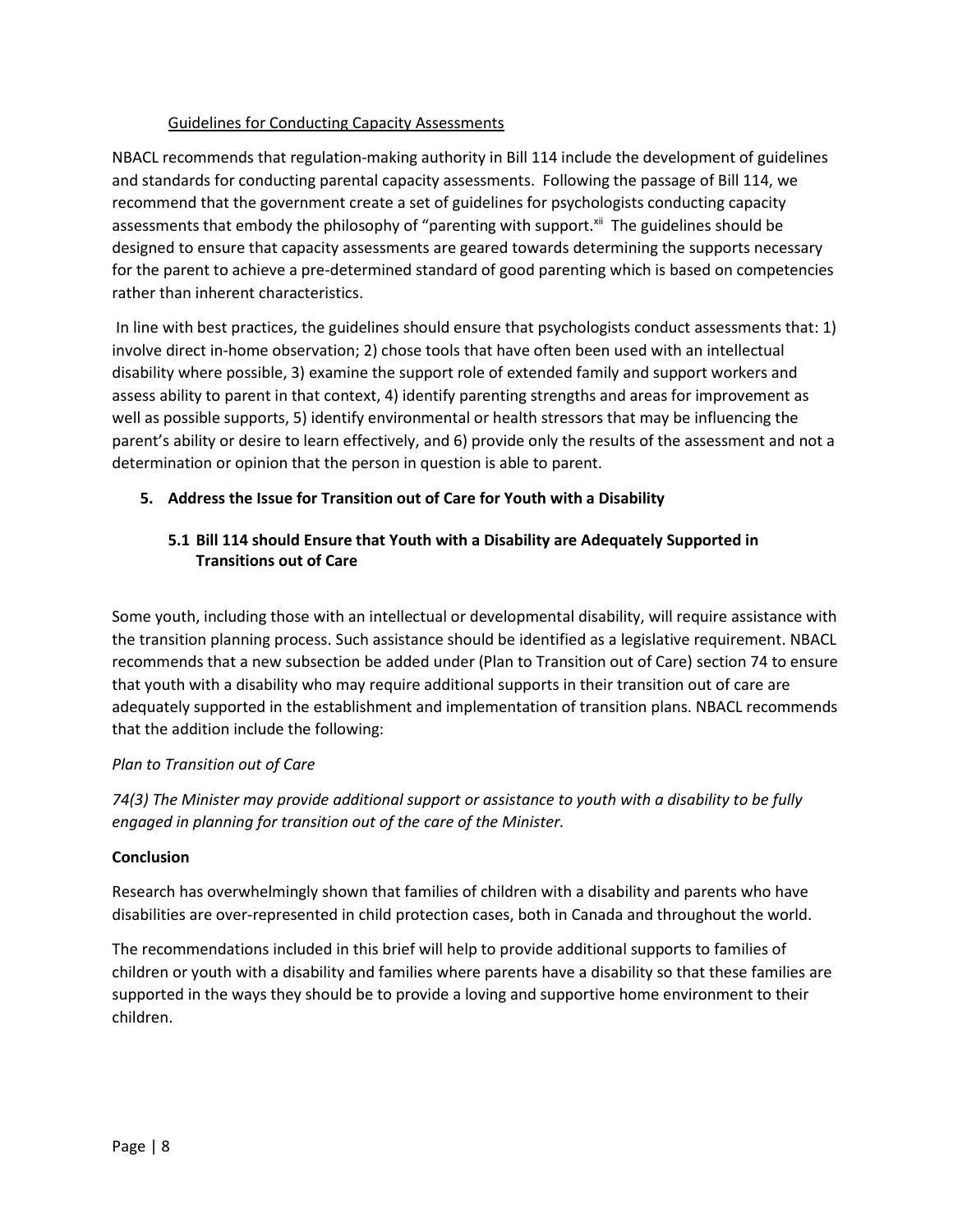Guidelines for Conducting Capacity Assessments

NBACL recommends that regulation-making authority in Bill 114 include the development of guidelines and standards for conducting parental capacity assessments. Following the passage of Bill 114, we recommend that the government create a set of guidelines for psychologists conducting capacity assessments that embody the philosophy of "parenting with support.[xii] The guidelines should be designed to ensure that capacity assessments are geared towards determining the supports necessary for the parent to achieve a pre-determined standard of good parenting which is based on competencies rather than inherent characteristics.

In line with best practices, the guidelines should ensure that psychologists conduct assessments that: 1) involve direct in-home observation; 2) chose tools that have often been used with an intellectual disability where possible, 3) examine the support role of extended family and support workers and assess ability to parent in that context, 4) identify parenting strengths and areas for improvement as well as possible supports, 5) identify environmental or health stressors that may be influencing the parent's ability or desire to learn effectively, and 6) provide only the results of the assessment and not a determination or opinion that the person in question is able to parent.

## 5. Address the Issue for Transition out of Care for Youth with a Disability

### 5.1 Bill 114 should Ensure that Youth with a Disability are Adequately Supported in Transitions out of Care

Some youth, including those with an intellectual or developmental disability, will require assistance with the transition planning process. Such assistance should be identified as a legislative requirement. NBACL recommends that a new subsection be added under (Plan to Transition out of Care) section 74 to ensure that youth with a disability who may require additional supports in their transition out of care are adequately supported in the establishment and implementation of transition plans. NBACL recommends that the addition include the following:

*Plan to Transition out of Care*

*74(3) The Minister may provide additional support or assistance to youth with a disability to be fully engaged in planning for transition out of the care of the Minister.*

**Conclusion**

Research has overwhelmingly shown that families of children with a disability and parents who have disabilities are over-represented in child protection cases, both in Canada and throughout the world.

The recommendations included in this brief will help to provide additional supports to families of children or youth with a disability and families where parents have a disability so that these families are supported in the ways they should be to provide a loving and supportive home environment to their children.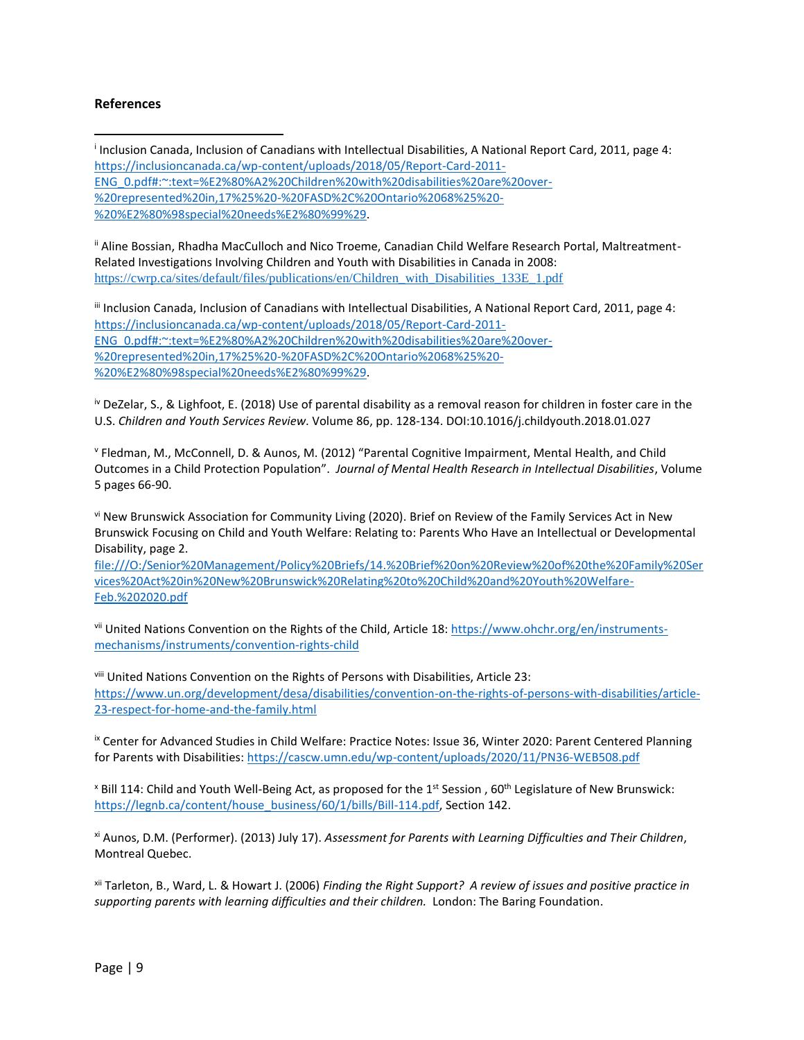**References**

---

[i] Inclusion Canada, Inclusion of Canadians with Intellectual Disabilities, A National Report Card, 2011, page 4: https://inclusioncanada.ca/wp-content/uploads/2018/05/Report-Card-2011-ENG_0.pdf#:~:text=%E2%80%A2%20Children%20with%20disabilities%20are%20over-%20represented%20in,17%25%20-%20FASD%2C%20Ontario%2068%25%20-%20%E2%80%98special%20needs%E2%80%99%29.

[ii] Aline Bossian, Rhadha MacCulloch and Nico Troeme, Canadian Child Welfare Research Portal, Maltreatment-Related Investigations Involving Children and Youth with Disabilities in Canada in 2008: https://cwrp.ca/sites/default/files/publications/en/Children_with_Disabilities_133E_1.pdf

[iii] Inclusion Canada, Inclusion of Canadians with Intellectual Disabilities, A National Report Card, 2011, page 4: https://inclusioncanada.ca/wp-content/uploads/2018/05/Report-Card-2011-ENG_0.pdf#:~:text=%E2%80%A2%20Children%20with%20disabilities%20are%20over-%20represented%20in,17%25%20-%20FASD%2C%20Ontario%2068%25%20-%20%E2%80%98special%20needs%E2%80%99%29.

[iv] DeZelar, S., & Lighfoot, E. (2018) Use of parental disability as a removal reason for children in foster care in the U.S. *Children and Youth Services Review*. Volume 86, pp. 128-134. DOI:10.1016/j.childyouth.2018.01.027

[v] Fledman, M., McConnell, D. & Aunos, M. (2012) "Parental Cognitive Impairment, Mental Health, and Child Outcomes in a Child Protection Population". *Journal of Mental Health Research in Intellectual Disabilities*, Volume 5 pages 66-90.

[vi] New Brunswick Association for Community Living (2020). Brief on Review of the Family Services Act in New Brunswick Focusing on Child and Youth Welfare: Relating to: Parents Who Have an Intellectual or Developmental Disability, page 2. file:///O:/Senior%20Management/Policy%20Briefs/14.%20Brief%20on%20Review%20of%20the%20Family%20Services%20Act%20in%20New%20Brunswick%20Relating%20to%20Child%20and%20Youth%20Welfare-Feb.%202020.pdf

[vii] United Nations Convention on the Rights of the Child, Article 18: https://www.ohchr.org/en/instruments-mechanisms/instruments/convention-rights-child

[viii] United Nations Convention on the Rights of Persons with Disabilities, Article 23: https://www.un.org/development/desa/disabilities/convention-on-the-rights-of-persons-with-disabilities/article-23-respect-for-home-and-the-family.html

[ix] Center for Advanced Studies in Child Welfare: Practice Notes: Issue 36, Winter 2020: Parent Centered Planning for Parents with Disabilities: https://cascw.umn.edu/wp-content/uploads/2020/11/PN36-WEB508.pdf

[x] Bill 114: Child and Youth Well-Being Act, as proposed for the 1st Session , 60th Legislature of New Brunswick: https://legnb.ca/content/house_business/60/1/bills/Bill-114.pdf, Section 142.

[xi] Aunos, D.M. (Performer). (2013) July 17). *Assessment for Parents with Learning Difficulties and Their Children*, Montreal Quebec.

[xii] Tarleton, B., Ward, L. & Howart J. (2006) *Finding the Right Support? A review of issues and positive practice in supporting parents with learning difficulties and their children.* London: The Baring Foundation.